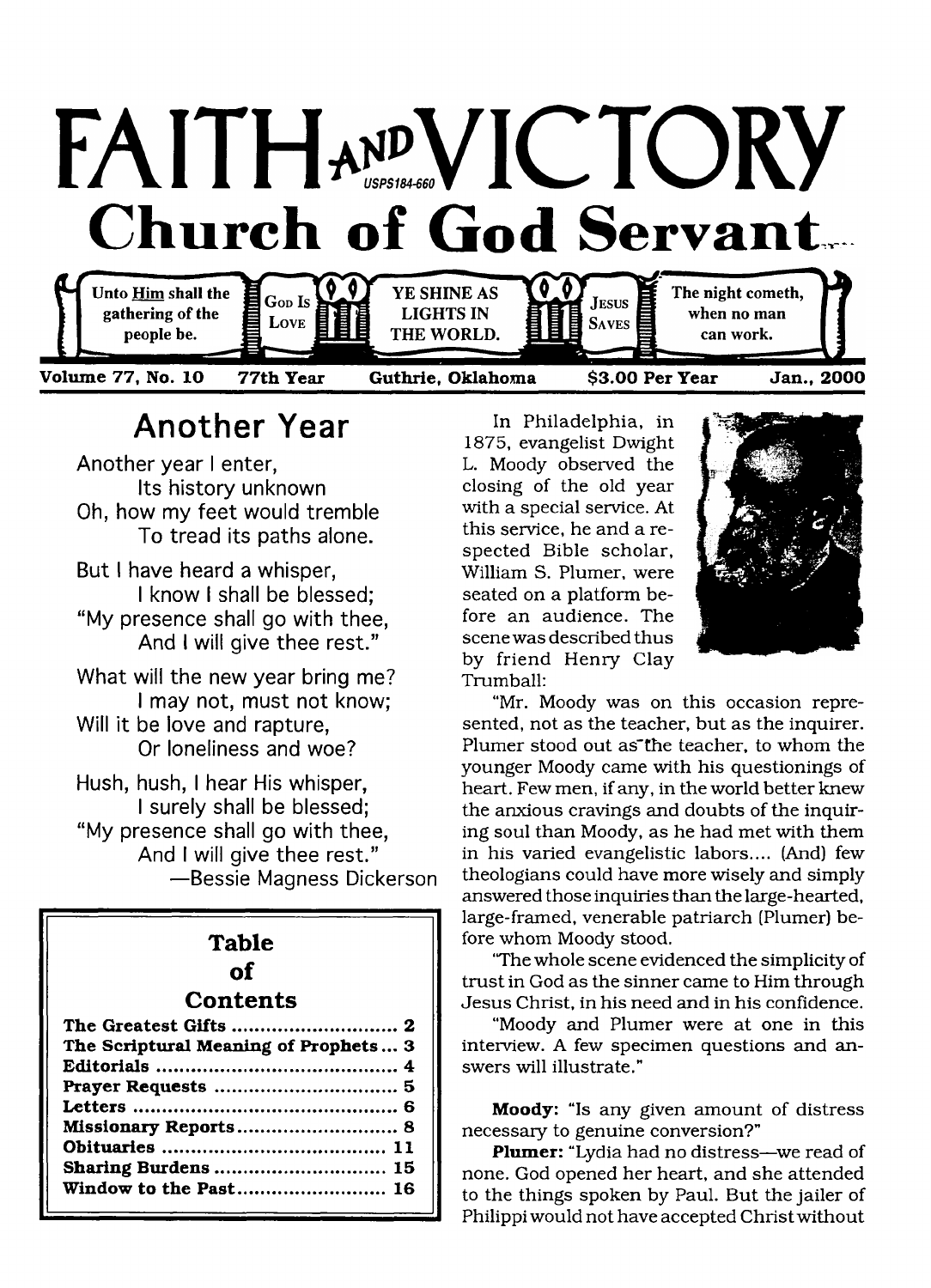# FAITH AND VICTORY

USPS184-660

## Church of God Servant

Unto Him shall the gathering of the people be. | GOD IS LOVE | YE SHINE AS LIGHTS IN THE WORLD. | JESUS SAVES | The night cometh, when no man can work.

Volume 77, No. 10 — 77th Year — Guthrie, Oklahoma — $3.00 Per Year — Jan., 2000

## Another Year

Another year I enter,
Its history unknown
Oh, how my feet would tremble
To tread its paths alone.

But I have heard a whisper,
I know I shall be blessed;
"My presence shall go with thee,
And I will give thee rest."

What will the new year bring me?
I may not, must not know;
Will it be love and rapture,
Or loneliness and woe?

Hush, hush, I hear His whisper,
I surely shall be blessed;
"My presence shall go with thee,
And I will give thee rest."

—Bessie Magness Dickerson

### Table of Contents

| | |
|---|---|
| The Greatest Gifts | 2 |
| The Scriptural Meaning of Prophets | 3 |
| Editorials | 4 |
| Prayer Requests | 5 |
| Letters | 6 |
| Missionary Reports | 8 |
| Obituaries | 11 |
| Sharing Burdens | 15 |
| Window to the Past | 16 |

In Philadelphia, in 1875, evangelist Dwight L. Moody observed the closing of the old year with a special service. At this service, he and a respected Bible scholar, William S. Plumer, were seated on a platform before an audience. The scene was described thus by friend Henry Clay Trumball:

"Mr. Moody was on this occasion represented, not as the teacher, but as the inquirer. Plumer stood out as the teacher, to whom the younger Moody came with his questionings of heart. Few men, if any, in the world better knew the anxious cravings and doubts of the inquiring soul than Moody, as he had met with them in his varied evangelistic labors.... (And) few theologians could have more wisely and simply answered those inquiries than the large-hearted, large-framed, venerable patriarch (Plumer) before whom Moody stood.

"The whole scene evidenced the simplicity of trust in God as the sinner came to Him through Jesus Christ, in his need and in his confidence.

"Moody and Plumer were at one in this interview. A few specimen questions and answers will illustrate."

**Moody:** "Is any given amount of distress necessary to genuine conversion?"

**Plumer:** "Lydia had no distress—we read of none. God opened her heart, and she attended to the things spoken by Paul. But the jailer of Philippi would not have accepted Christ without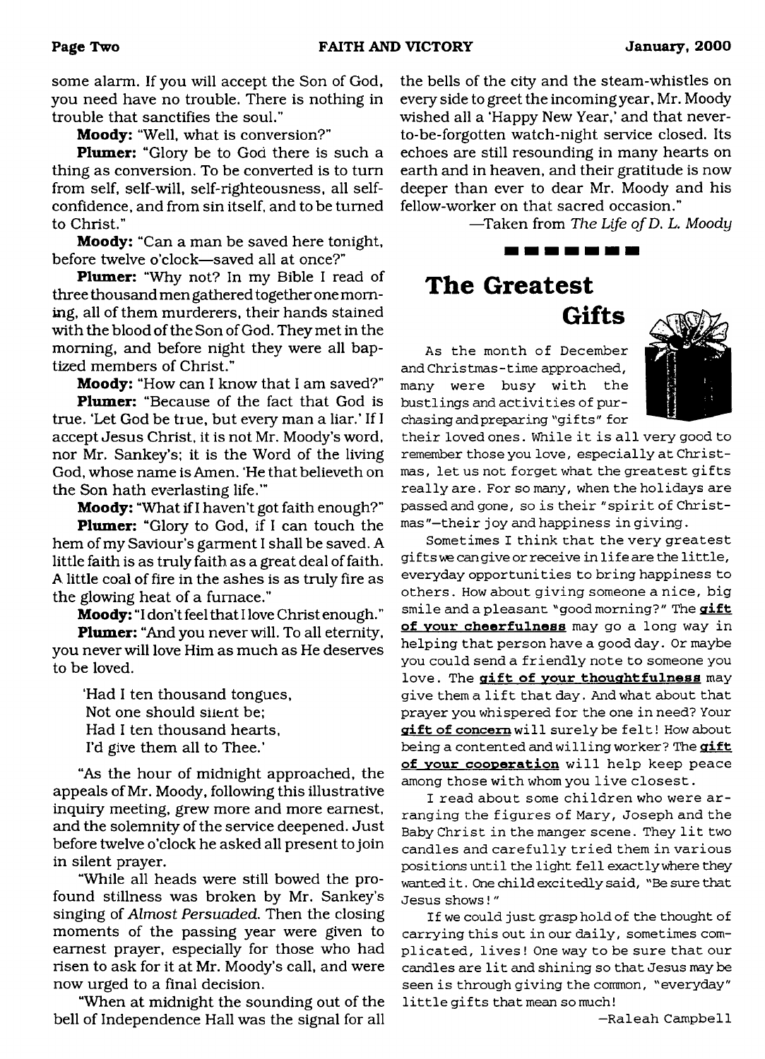some alarm. If you will accept the Son of God, you need have no trouble. There is nothing in trouble that sanctifies the soul."

**Moody:** "Well, what is conversion?"

**Plumer:** "Glory be to God there is such a thing as conversion. To be converted is to turn from self, self-will, self-righteousness, all self-confidence, and from sin itself, and to be turned to Christ."

**Moody:** "Can a man be saved here tonight, before twelve o'clock—saved all at once?"

**Plumer:** "Why not? In my Bible I read of three thousand men gathered together one morning, all of them murderers, their hands stained with the blood of the Son of God. They met in the morning, and before night they were all baptized members of Christ."

**Moody:** "How can I know that I am saved?"

**Plumer:** "Because of the fact that God is true. 'Let God be true, but every man a liar.' If I accept Jesus Christ, it is not Mr. Moody's word, nor Mr. Sankey's; it is the Word of the living God, whose name is Amen. 'He that believeth on the Son hath everlasting life.'"

**Moody:** "What if I haven't got faith enough?"

**Plumer:** "Glory to God, if I can touch the hem of my Saviour's garment I shall be saved. A little faith is as truly faith as a great deal of faith. A little coal of fire in the ashes is as truly fire as the glowing heat of a furnace."

**Moody:** "I don't feel that I love Christ enough."

**Plumer:** "And you never will. To all eternity, you never will love Him as much as He deserves to be loved.

'Had I ten thousand tongues,
Not one should silent be;
Had I ten thousand hearts,
I'd give them all to Thee.'

"As the hour of midnight approached, the appeals of Mr. Moody, following this illustrative inquiry meeting, grew more and more earnest, and the solemnity of the service deepened. Just before twelve o'clock he asked all present to join in silent prayer.

"While all heads were still bowed the profound stillness was broken by Mr. Sankey's singing of *Almost Persuaded*. Then the closing moments of the passing year were given to earnest prayer, especially for those who had risen to ask for it at Mr. Moody's call, and were now urged to a final decision.

"When at midnight the sounding out of the bell of Independence Hall was the signal for all the bells of the city and the steam-whistles on every side to greet the incoming year, Mr. Moody wished all a 'Happy New Year,' and that never-to-be-forgotten watch-night service closed. Its echoes are still resounding in many hearts on earth and in heaven, and their gratitude is now deeper than ever to dear Mr. Moody and his fellow-worker on that sacred occasion."

—Taken from *The Life of D. L. Moody*

# The Greatest Gifts

As the month of December and Christmas-time approached, many were busy with the bustlings and activities of purchasing and preparing "gifts" for their loved ones. While it is all very good to remember those you love, especially at Christmas, let us not forget what the greatest gifts really are. For so many, when the holidays are passed and gone, so is their "spirit of Christmas"—their joy and happiness in giving.

Sometimes I think that the very greatest gifts we can give or receive in life are the little, everyday opportunities to bring happiness to others. How about giving someone a nice, big smile and a pleasant "good morning?" The **gift of your cheerfulness** may go a long way in helping that person have a good day. Or maybe you could send a friendly note to someone you love. The **gift of your thoughtfulness** may give them a lift that day. And what about that prayer you whispered for the one in need? Your **gift of concern** will surely be felt! How about being a contented and willing worker? The **gift of your cooperation** will help keep peace among those with whom you live closest.

I read about some children who were arranging the figures of Mary, Joseph and the Baby Christ in the manger scene. They lit two candles and carefully tried them in various positions until the light fell exactly where they wanted it. One child excitedly said, "Be sure that Jesus shows!"

If we could just grasp hold of the thought of carrying this out in our daily, sometimes complicated, lives! One way to be sure that our candles are lit and shining so that Jesus may be seen is through giving the common, "everyday" little gifts that mean so much!

—Raleah Campbell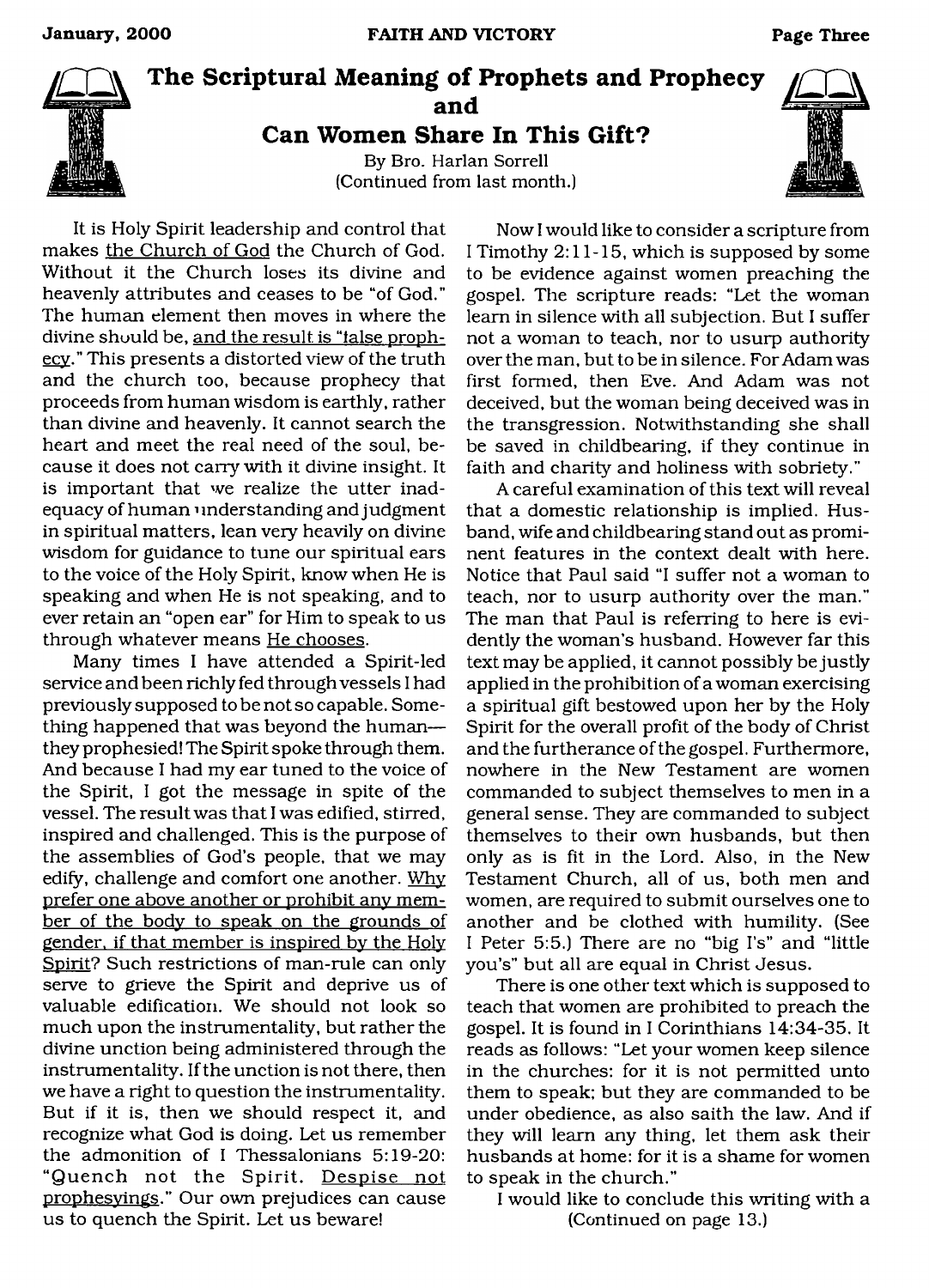# The Scriptural Meaning of Prophets and Prophecy and Can Women Share In This Gift?

By Bro. Harlan Sorrell
(Continued from last month.)

It is Holy Spirit leadership and control that makes the Church of God the Church of God. Without it the Church loses its divine and heavenly attributes and ceases to be "of God." The human element then moves in where the divine should be, and the result is "false prophecy." This presents a distorted view of the truth and the church too, because prophecy that proceeds from human wisdom is earthly, rather than divine and heavenly. It cannot search the heart and meet the real need of the soul, because it does not carry with it divine insight. It is important that we realize the utter inadequacy of human understanding and judgment in spiritual matters, lean very heavily on divine wisdom for guidance to tune our spiritual ears to the voice of the Holy Spirit, know when He is speaking and when He is not speaking, and to ever retain an "open ear" for Him to speak to us through whatever means He chooses.

Many times I have attended a Spirit-led service and been richly fed through vessels I had previously supposed to be not so capable. Something happened that was beyond the human—they prophesied! The Spirit spoke through them. And because I had my ear tuned to the voice of the Spirit, I got the message in spite of the vessel. The result was that I was edified, stirred, inspired and challenged. This is the purpose of the assemblies of God's people, that we may edify, challenge and comfort one another. Why prefer one above another or prohibit any member of the body to speak on the grounds of gender, if that member is inspired by the Holy Spirit? Such restrictions of man-rule can only serve to grieve the Spirit and deprive us of valuable edification. We should not look so much upon the instrumentality, but rather the divine unction being administered through the instrumentality. If the unction is not there, then we have a right to question the instrumentality. But if it is, then we should respect it, and recognize what God is doing. Let us remember the admonition of I Thessalonians 5:19-20: "Quench not the Spirit. Despise not prophesyings." Our own prejudices can cause us to quench the Spirit. Let us beware!

Now I would like to consider a scripture from I Timothy 2:11-15, which is supposed by some to be evidence against women preaching the gospel. The scripture reads: "Let the woman learn in silence with all subjection. But I suffer not a woman to teach, nor to usurp authority over the man, but to be in silence. For Adam was first formed, then Eve. And Adam was not deceived, but the woman being deceived was in the transgression. Notwithstanding she shall be saved in childbearing, if they continue in faith and charity and holiness with sobriety."

A careful examination of this text will reveal that a domestic relationship is implied. Husband, wife and childbearing stand out as prominent features in the context dealt with here. Notice that Paul said "I suffer not a woman to teach, nor to usurp authority over the man." The man that Paul is referring to here is evidently the woman's husband. However far this text may be applied, it cannot possibly be justly applied in the prohibition of a woman exercising a spiritual gift bestowed upon her by the Holy Spirit for the overall profit of the body of Christ and the furtherance of the gospel. Furthermore, nowhere in the New Testament are women commanded to subject themselves to men in a general sense. They are commanded to subject themselves to their own husbands, but then only as is fit in the Lord. Also, in the New Testament Church, all of us, both men and women, are required to submit ourselves one to another and be clothed with humility. (See I Peter 5:5.) There are no "big I's" and "little you's" but all are equal in Christ Jesus.

There is one other text which is supposed to teach that women are prohibited to preach the gospel. It is found in I Corinthians 14:34-35. It reads as follows: "Let your women keep silence in the churches: for it is not permitted unto them to speak; but they are commanded to be under obedience, as also saith the law. And if they will learn any thing, let them ask their husbands at home: for it is a shame for women to speak in the church."

I would like to conclude this writing with a

(Continued on page 13.)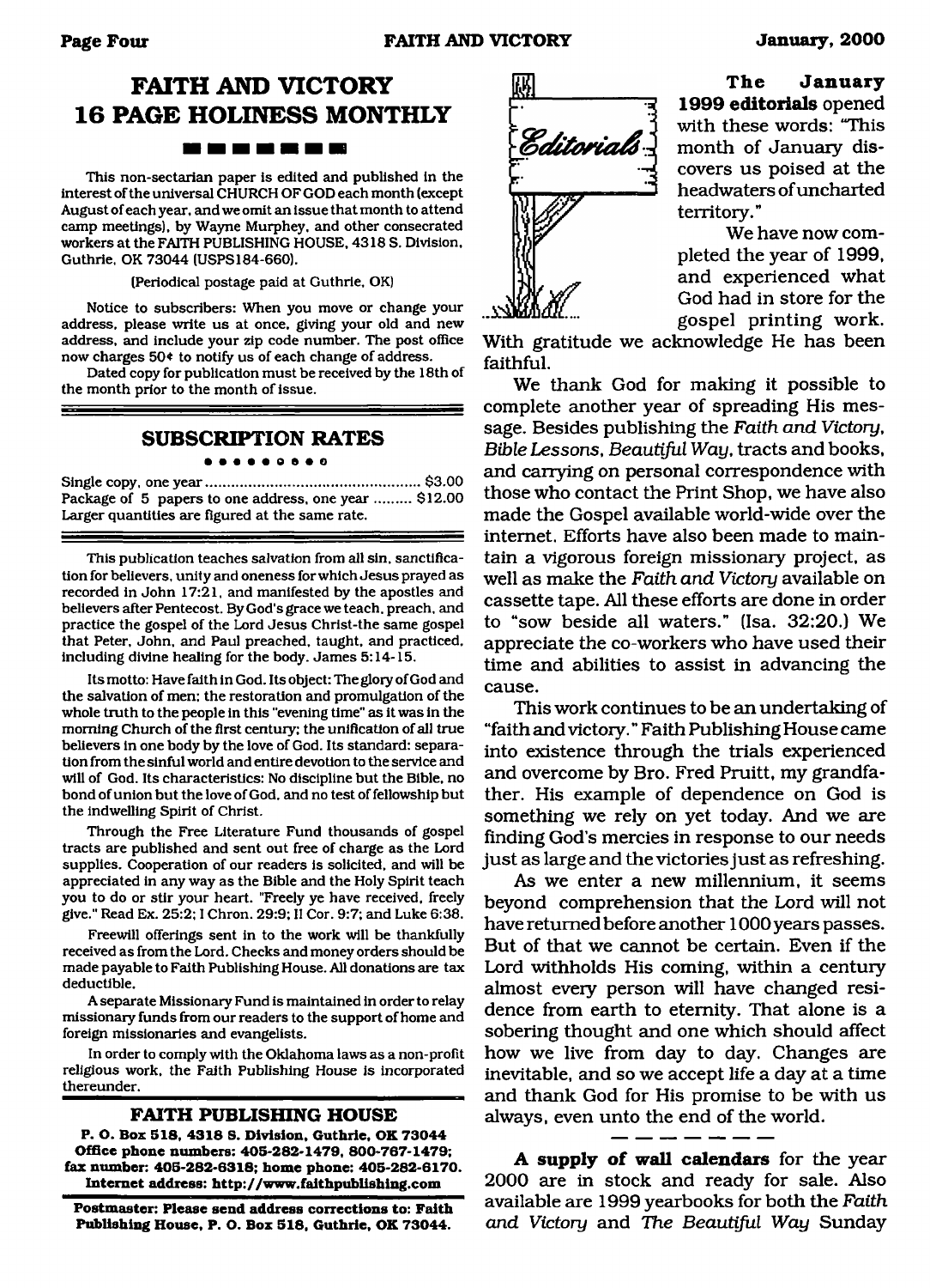## FAITH AND VICTORY 16 PAGE HOLINESS MONTHLY

This non-sectarian paper is edited and published in the interest of the universal CHURCH OF GOD each month (except August of each year, and we omit an issue that month to attend camp meetings), by Wayne Murphey, and other consecrated workers at the FAITH PUBLISHING HOUSE, 4318 S. Division, Guthrie, OK 73044 (USPS184-660).

(Periodical postage paid at Guthrie, OK)

Notice to subscribers: When you move or change your address, please write us at once, giving your old and new address, and include your zip code number. The post office now charges 50¢ to notify us of each change of address.

Dated copy for publication must be received by the 18th of the month prior to the month of issue.

## SUBSCRIPTION RATES

Single copy, one year ..................................................... $3.00
Package of 5 papers to one address, one year ......... $12.00
Larger quantities are figured at the same rate.

This publication teaches salvation from all sin, sanctification for believers, unity and oneness for which Jesus prayed as recorded in John 17:21, and manifested by the apostles and believers after Pentecost. By God's grace we teach, preach, and practice the gospel of the Lord Jesus Christ-the same gospel that Peter, John, and Paul preached, taught, and practiced, including divine healing for the body. James 5:14-15.

Its motto: Have faith in God. Its object: The glory of God and the salvation of men; the restoration and promulgation of the whole truth to the people in this "evening time" as it was in the morning Church of the first century; the unification of all true believers in one body by the love of God. Its standard: separation from the sinful world and entire devotion to the service and will of God. Its characteristics: No discipline but the Bible, no bond of union but the love of God, and no test of fellowship but the indwelling Spirit of Christ.

Through the Free Literature Fund thousands of gospel tracts are published and sent out free of charge as the Lord supplies. Cooperation of our readers is solicited, and will be appreciated in any way as the Bible and the Holy Spirit teach you to do or stir your heart. "Freely ye have received, freely give." Read Ex. 25:2; I Chron. 29:9; II Cor. 9:7; and Luke 6:38.

Freewill offerings sent in to the work will be thankfully received as from the Lord. Checks and money orders should be made payable to Faith Publishing House. All donations are tax deductible.

A separate Missionary Fund is maintained in order to relay missionary funds from our readers to the support of home and foreign missionaries and evangelists.

In order to comply with the Oklahoma laws as a non-profit religious work, the Faith Publishing House is incorporated thereunder.

### FAITH PUBLISHING HOUSE

**P. O. Box 518, 4318 S. Division, Guthrie, OK 73044
Office phone numbers: 405-282-1479, 800-767-1479;
fax number: 405-282-6318; home phone: 405-282-6170.
Internet address: http://www.faithpublishing.com**

**Postmaster: Please send address corrections to: Faith Publishing House, P. O. Box 518, Guthrie, OK 73044.**

## Editorials

**The January 1999 editorials** opened with these words: "This month of January discovers us poised at the headwaters of uncharted territory."

We have now completed the year of 1999, and experienced what God had in store for the gospel printing work. With gratitude we acknowledge He has been faithful.

We thank God for making it possible to complete another year of spreading His message. Besides publishing the *Faith and Victory*, *Bible Lessons*, *Beautiful Way*, tracts and books, and carrying on personal correspondence with those who contact the Print Shop, we have also made the Gospel available world-wide over the internet. Efforts have also been made to maintain a vigorous foreign missionary project, as well as make the *Faith and Victory* available on cassette tape. All these efforts are done in order to "sow beside all waters." (Isa. 32:20.) We appreciate the co-workers who have used their time and abilities to assist in advancing the cause.

This work continues to be an undertaking of "faith and victory." Faith Publishing House came into existence through the trials experienced and overcome by Bro. Fred Pruitt, my grandfather. His example of dependence on God is something we rely on yet today. And we are finding God's mercies in response to our needs just as large and the victories just as refreshing.

As we enter a new millennium, it seems beyond comprehension that the Lord will not have returned before another 1000 years passes. But of that we cannot be certain. Even if the Lord withholds His coming, within a century almost every person will have changed residence from earth to eternity. That alone is a sobering thought and one which should affect how we live from day to day. Changes are inevitable, and so we accept life a day at a time and thank God for His promise to be with us always, even unto the end of the world.

---

**A supply of wall calendars** for the year 2000 are in stock and ready for sale. Also available are 1999 yearbooks for both the *Faith and Victory* and *The Beautiful Way* Sunday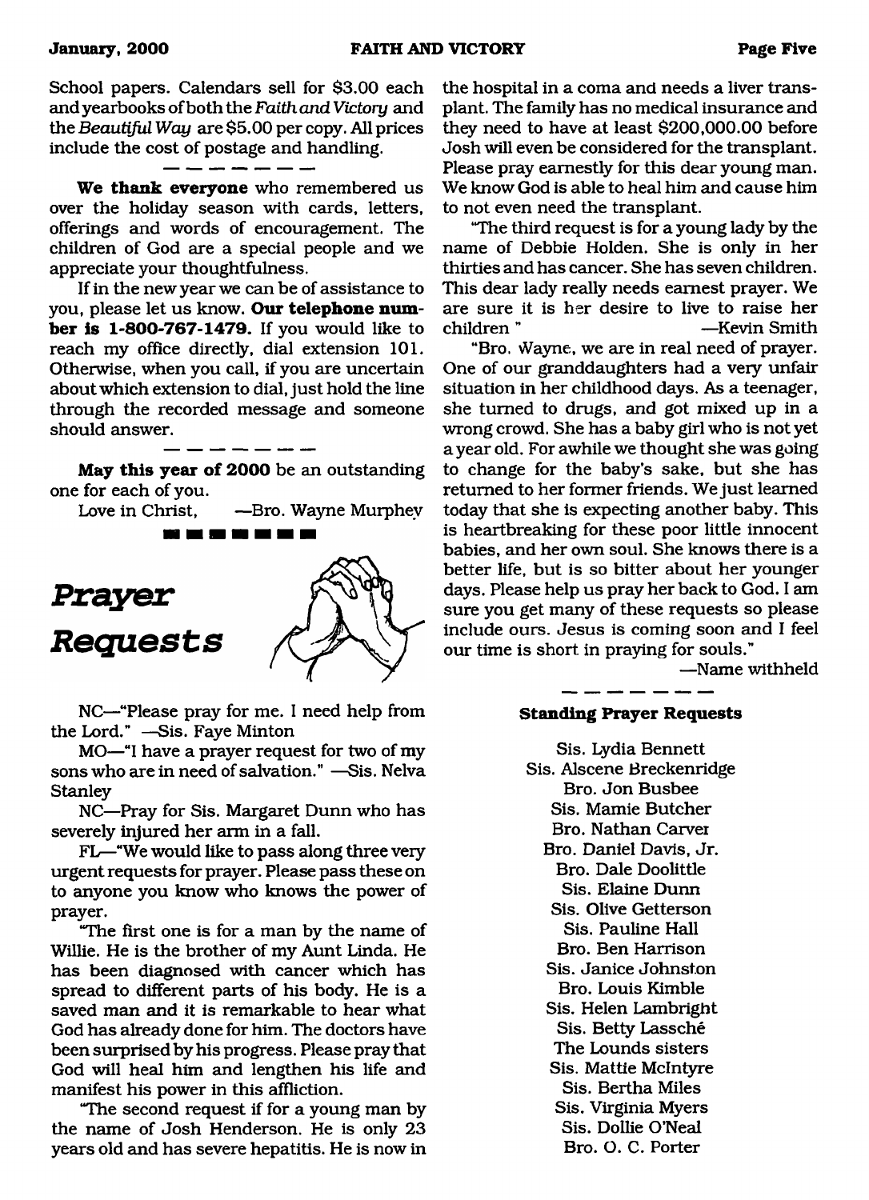School papers. Calendars sell for $3.00 each and yearbooks of both the *Faith and Victory* and the *Beautiful Way* are $5.00 per copy. All prices include the cost of postage and handling.

— — — — — — —

**We thank everyone** who remembered us over the holiday season with cards, letters, offerings and words of encouragement. The children of God are a special people and we appreciate your thoughtfulness.

If in the new year we can be of assistance to you, please let us know. **Our telephone number is 1-800-767-1479.** If you would like to reach my office directly, dial extension 101. Otherwise, when you call, if you are uncertain about which extension to dial, just hold the line through the recorded message and someone should answer.

— — — — — — —

**May this year of 2000** be an outstanding one for each of you.

Love in Christ, —Bro. Wayne Murphey

# *Prayer Requests*

NC—"Please pray for me. I need help from the Lord." —Sis. Faye Minton

MO—"I have a prayer request for two of my sons who are in need of salvation." —Sis. Nelva Stanley

NC—Pray for Sis. Margaret Dunn who has severely injured her arm in a fall.

FL—"We would like to pass along three very urgent requests for prayer. Please pass these on to anyone you know who knows the power of prayer.

"The first one is for a man by the name of Willie. He is the brother of my Aunt Linda. He has been diagnosed with cancer which has spread to different parts of his body. He is a saved man and it is remarkable to hear what God has already done for him. The doctors have been surprised by his progress. Please pray that God will heal him and lengthen his life and manifest his power in this affliction.

"The second request if for a young man by the name of Josh Henderson. He is only 23 years old and has severe hepatitis. He is now in the hospital in a coma and needs a liver transplant. The family has no medical insurance and they need to have at least $200,000.00 before Josh will even be considered for the transplant. Please pray earnestly for this dear young man. We know God is able to heal him and cause him to not even need the transplant.

"The third request is for a young lady by the name of Debbie Holden. She is only in her thirties and has cancer. She has seven children. This dear lady really needs earnest prayer. We are sure it is her desire to live to raise her children." —Kevin Smith

"Bro. Wayne, we are in real need of prayer. One of our granddaughters had a very unfair situation in her childhood days. As a teenager, she turned to drugs, and got mixed up in a wrong crowd. She has a baby girl who is not yet a year old. For awhile we thought she was going to change for the baby's sake, but she has returned to her former friends. We just learned today that she is expecting another baby. This is heartbreaking for these poor little innocent babies, and her own soul. She knows there is a better life, but is so bitter about her younger days. Please help us pray her back to God. I am sure you get many of these requests so please include ours. Jesus is coming soon and I feel our time is short in praying for souls."

—Name withheld

— — — — — — —

### Standing Prayer Requests

Sis. Lydia Bennett
Sis. Alscene Breckenridge
Bro. Jon Busbee
Sis. Mamie Butcher
Bro. Nathan Carver
Bro. Daniel Davis, Jr.
Bro. Dale Doolittle
Sis. Elaine Dunn
Sis. Olive Getterson
Sis. Pauline Hall
Bro. Ben Harrison
Sis. Janice Johnston
Bro. Louis Kimble
Sis. Helen Lambright
Sis. Betty Lassché
The Lounds sisters
Sis. Mattie McIntyre
Sis. Bertha Miles
Sis. Virginia Myers
Sis. Dollie O'Neal
Bro. O. C. Porter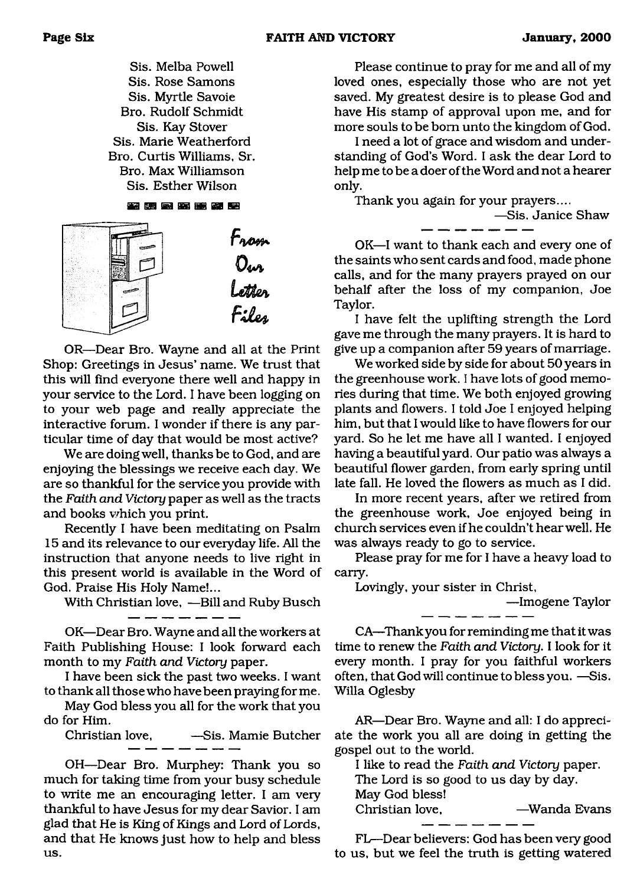Sis. Melba Powell
Sis. Rose Samons
Sis. Myrtle Savoie
Bro. Rudolf Schmidt
Sis. Kay Stover
Sis. Marie Weatherford
Bro. Curtis Williams, Sr.
Bro. Max Williamson
Sis. Esther Wilson

## From Our Letter Files

OR—Dear Bro. Wayne and all at the Print Shop: Greetings in Jesus' name. We trust that this will find everyone there well and happy in your service to the Lord. I have been logging on to your web page and really appreciate the interactive forum. I wonder if there is any particular time of day that would be most active?

We are doing well, thanks be to God, and are enjoying the blessings we receive each day. We are so thankful for the service you provide with the *Faith and Victory* paper as well as the tracts and books which you print.

Recently I have been meditating on Psalm 15 and its relevance to our everyday life. All the instruction that anyone needs to live right in this present world is available in the Word of God. Praise His Holy Name!...

With Christian love, —Bill and Ruby Busch

---

OK—Dear Bro. Wayne and all the workers at Faith Publishing House: I look forward each month to my *Faith and Victory* paper.

I have been sick the past two weeks. I want to thank all those who have been praying for me.

May God bless you all for the work that you do for Him.

Christian love, —Sis. Mamie Butcher

---

OH—Dear Bro. Murphey: Thank you so much for taking time from your busy schedule to write me an encouraging letter. I am very thankful to have Jesus for my dear Savior. I am glad that He is King of Kings and Lord of Lords, and that He knows just how to help and bless us.

Please continue to pray for me and all of my loved ones, especially those who are not yet saved. My greatest desire is to please God and have His stamp of approval upon me, and for more souls to be born unto the kingdom of God.

I need a lot of grace and wisdom and understanding of God's Word. I ask the dear Lord to help me to be a doer of the Word and not a hearer only.

Thank you again for your prayers....

—Sis. Janice Shaw

---

OK—I want to thank each and every one of the saints who sent cards and food, made phone calls, and for the many prayers prayed on our behalf after the loss of my companion, Joe Taylor.

I have felt the uplifting strength the Lord gave me through the many prayers. It is hard to give up a companion after 59 years of marriage.

We worked side by side for about 50 years in the greenhouse work. I have lots of good memories during that time. We both enjoyed growing plants and flowers. I told Joe I enjoyed helping him, but that I would like to have flowers for our yard. So he let me have all I wanted. I enjoyed having a beautiful yard. Our patio was always a beautiful flower garden, from early spring until late fall. He loved the flowers as much as I did.

In more recent years, after we retired from the greenhouse work, Joe enjoyed being in church services even if he couldn't hear well. He was always ready to go to service.

Please pray for me for I have a heavy load to carry.

Lovingly, your sister in Christ,

—Imogene Taylor

---

CA—Thank you for reminding me that it was time to renew the *Faith and Victory*. I look for it every month. I pray for you faithful workers often, that God will continue to bless you. —Sis. Willa Oglesby

AR—Dear Bro. Wayne and all: I do appreciate the work you all are doing in getting the gospel out to the world.

I like to read the *Faith and Victory* paper.

The Lord is so good to us day by day.

May God bless!

Christian love, —Wanda Evans

---

FL—Dear believers: God has been very good to us, but we feel the truth is getting watered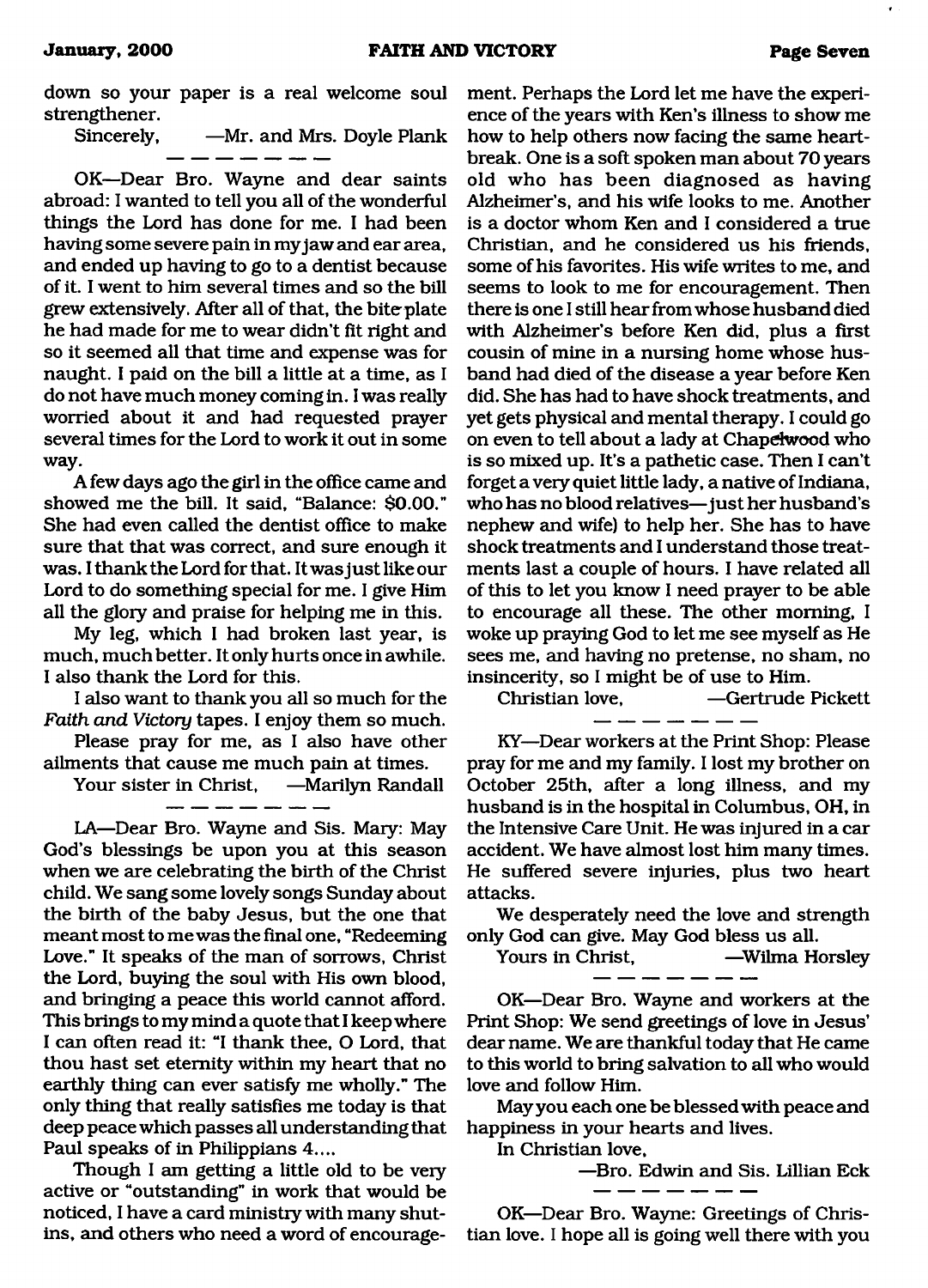down so your paper is a real welcome soul strengthener.

Sincerely, —Mr. and Mrs. Doyle Plank

———————

OK—Dear Bro. Wayne and dear saints abroad: I wanted to tell you all of the wonderful things the Lord has done for me. I had been having some severe pain in my jaw and ear area, and ended up having to go to a dentist because of it. I went to him several times and so the bill grew extensively. After all of that, the bite plate he had made for me to wear didn't fit right and so it seemed all that time and expense was for naught. I paid on the bill a little at a time, as I do not have much money coming in. I was really worried about it and had requested prayer several times for the Lord to work it out in some way.

A few days ago the girl in the office came and showed me the bill. It said, "Balance: $0.00." She had even called the dentist office to make sure that that was correct, and sure enough it was. I thank the Lord for that. It was just like our Lord to do something special for me. I give Him all the glory and praise for helping me in this.

My leg, which I had broken last year, is much, much better. It only hurts once in awhile. I also thank the Lord for this.

I also want to thank you all so much for the *Faith and Victory* tapes. I enjoy them so much.

Please pray for me, as I also have other ailments that cause me much pain at times.

Your sister in Christ, —Marilyn Randall

———————

LA—Dear Bro. Wayne and Sis. Mary: May God's blessings be upon you at this season when we are celebrating the birth of the Christ child. We sang some lovely songs Sunday about the birth of the baby Jesus, but the one that meant most to me was the final one, "Redeeming Love." It speaks of the man of sorrows, Christ the Lord, buying the soul with His own blood, and bringing a peace this world cannot afford. This brings to my mind a quote that I keep where I can often read it: "I thank thee, O Lord, that thou hast set eternity within my heart that no earthly thing can ever satisfy me wholly." The only thing that really satisfies me today is that deep peace which passes all understanding that Paul speaks of in Philippians 4....

Though I am getting a little old to be very active or "outstanding" in work that would be noticed, I have a card ministry with many shut-ins, and others who need a word of encouragement. Perhaps the Lord let me have the experience of the years with Ken's illness to show me how to help others now facing the same heartbreak. One is a soft spoken man about 70 years old who has been diagnosed as having Alzheimer's, and his wife looks to me. Another is a doctor whom Ken and I considered a true Christian, and he considered us his friends, some of his favorites. His wife writes to me, and seems to look to me for encouragement. Then there is one I still hear from whose husband died with Alzheimer's before Ken did, plus a first cousin of mine in a nursing home whose husband had died of the disease a year before Ken did. She has had to have shock treatments, and yet gets physical and mental therapy. I could go on even to tell about a lady at Chapelwood who is so mixed up. It's a pathetic case. Then I can't forget a very quiet little lady, a native of Indiana, who has no blood relatives—just her husband's nephew and wife) to help her. She has to have shock treatments and I understand those treatments last a couple of hours. I have related all of this to let you know I need prayer to be able to encourage all these. The other morning, I woke up praying God to let me see myself as He sees me, and having no pretense, no sham, no insincerity, so I might be of use to Him.

Christian love, —Gertrude Pickett

———————

KY—Dear workers at the Print Shop: Please pray for me and my family. I lost my brother on October 25th, after a long illness, and my husband is in the hospital in Columbus, OH, in the Intensive Care Unit. He was injured in a car accident. We have almost lost him many times. He suffered severe injuries, plus two heart attacks.

We desperately need the love and strength only God can give. May God bless us all.

Yours in Christ, —Wilma Horsley

———————

OK—Dear Bro. Wayne and workers at the Print Shop: We send greetings of love in Jesus' dear name. We are thankful today that He came to this world to bring salvation to all who would love and follow Him.

May you each one be blessed with peace and happiness in your hearts and lives.

In Christian love,

—Bro. Edwin and Sis. Lillian Eck

———————

OK—Dear Bro. Wayne: Greetings of Christian love. I hope all is going well there with you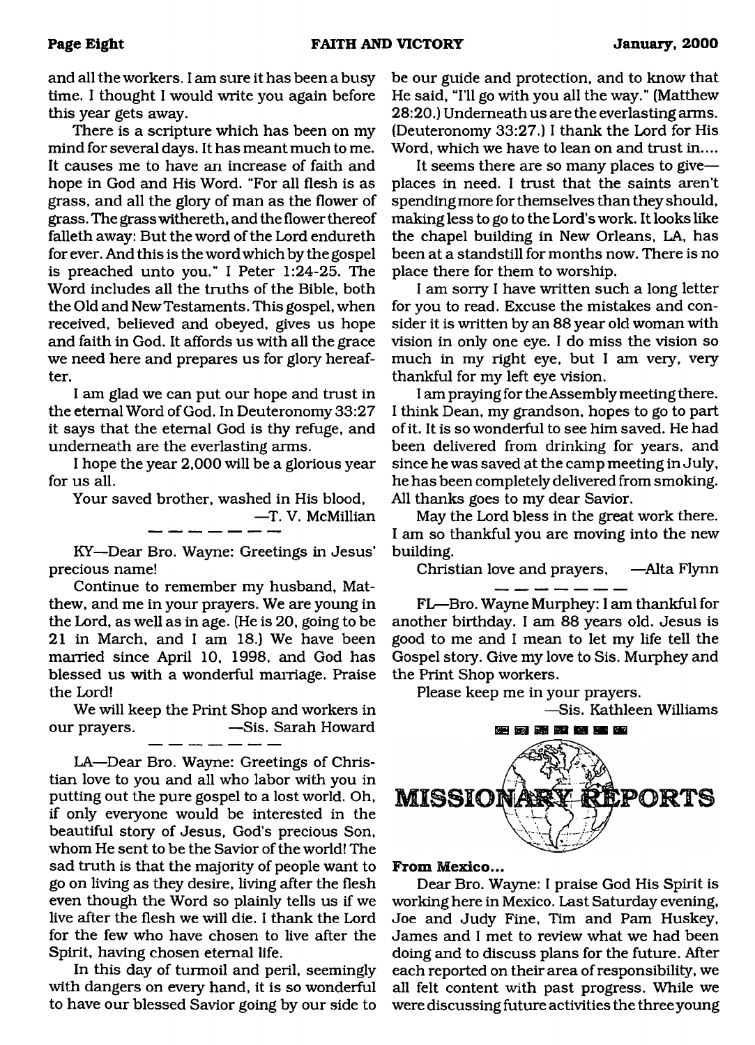and all the workers. I am sure it has been a busy time. I thought I would write you again before this year gets away.

There is a scripture which has been on my mind for several days. It has meant much to me. It causes me to have an increase of faith and hope in God and His Word. "For all flesh is as grass, and all the glory of man as the flower of grass. The grass withereth, and the flower thereof falleth away: But the word of the Lord endureth for ever. And this is the word which by the gospel is preached unto you." I Peter 1:24-25. The Word includes all the truths of the Bible, both the Old and New Testaments. This gospel, when received, believed and obeyed, gives us hope and faith in God. It affords us with all the grace we need here and prepares us for glory hereafter.

I am glad we can put our hope and trust in the eternal Word of God. In Deuteronomy 33:27 it says that the eternal God is thy refuge, and underneath are the everlasting arms.

I hope the year 2,000 will be a glorious year for us all.

Your saved brother, washed in His blood,

—T. V. McMillian

---

KY—Dear Bro. Wayne: Greetings in Jesus' precious name!

Continue to remember my husband, Matthew, and me in your prayers. We are young in the Lord, as well as in age. (He is 20, going to be 21 in March, and I am 18.) We have been married since April 10, 1998, and God has blessed us with a wonderful marriage. Praise the Lord!

We will keep the Print Shop and workers in our prayers. —Sis. Sarah Howard

---

LA—Dear Bro. Wayne: Greetings of Christian love to you and all who labor with you in putting out the pure gospel to a lost world. Oh, if only everyone would be interested in the beautiful story of Jesus, God's precious Son, whom He sent to be the Savior of the world! The sad truth is that the majority of people want to go on living as they desire, living after the flesh even though the Word so plainly tells us if we live after the flesh we will die. I thank the Lord for the few who have chosen to live after the Spirit, having chosen eternal life.

In this day of turmoil and peril, seemingly with dangers on every hand, it is so wonderful to have our blessed Savior going by our side to be our guide and protection, and to know that He said, "I'll go with you all the way." (Matthew 28:20.) Underneath us are the everlasting arms. (Deuteronomy 33:27.) I thank the Lord for His Word, which we have to lean on and trust in....

It seems there are so many places to give—places in need. I trust that the saints aren't spending more for themselves than they should, making less to go to the Lord's work. It looks like the chapel building in New Orleans, LA, has been at a standstill for months now. There is no place there for them to worship.

I am sorry I have written such a long letter for you to read. Excuse the mistakes and consider it is written by an 88 year old woman with vision in only one eye. I do miss the vision so much in my right eye, but I am very, very thankful for my left eye vision.

I am praying for the Assembly meeting there. I think Dean, my grandson, hopes to go to part of it. It is so wonderful to see him saved. He had been delivered from drinking for years, and since he was saved at the camp meeting in July, he has been completely delivered from smoking. All thanks goes to my dear Savior.

May the Lord bless in the great work there. I am so thankful you are moving into the new building.

Christian love and prayers, —Alta Flynn

---

FL—Bro. Wayne Murphey: I am thankful for another birthday. I am 88 years old. Jesus is good to me and I mean to let my life tell the Gospel story. Give my love to Sis. Murphey and the Print Shop workers.

Please keep me in your prayers.

—Sis. Kathleen Williams

## MISSIONARY REPORTS

**From Mexico...**

Dear Bro. Wayne: I praise God His Spirit is working here in Mexico. Last Saturday evening, Joe and Judy Fine, Tim and Pam Huskey, James and I met to review what we had been doing and to discuss plans for the future. After each reported on their area of responsibility, we all felt content with past progress. While we were discussing future activities the three young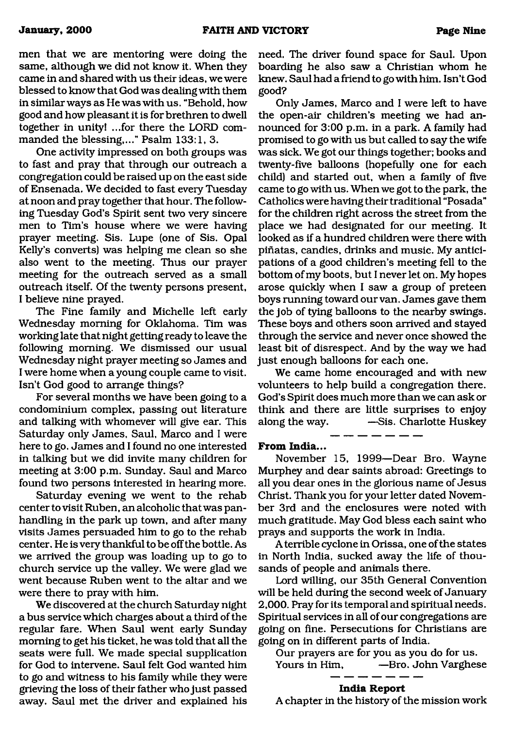men that we are mentoring were doing the same, although we did not know it. When they came in and shared with us their ideas, we were blessed to know that God was dealing with them in similar ways as He was with us. "Behold, how good and how pleasant it is for brethren to dwell together in unity! ...for there the LORD commanded the blessing,..." Psalm 133:1, 3.

One activity impressed on both groups was to fast and pray that through our outreach a congregation could be raised up on the east side of Ensenada. We decided to fast every Tuesday at noon and pray together that hour. The following Tuesday God's Spirit sent two very sincere men to Tim's house where we were having prayer meeting. Sis. Lupe (one of Sis. Opal Kelly's converts) was helping me clean so she also went to the meeting. Thus our prayer meeting for the outreach served as a small outreach itself. Of the twenty persons present, I believe nine prayed.

The Fine family and Michelle left early Wednesday morning for Oklahoma. Tim was working late that night getting ready to leave the following morning. We dismissed our usual Wednesday night prayer meeting so James and I were home when a young couple came to visit. Isn't God good to arrange things?

For several months we have been going to a condominium complex, passing out literature and talking with whomever will give ear. This Saturday only James, Saul, Marco and I were here to go. James and I found no one interested in talking but we did invite many children for meeting at 3:00 p.m. Sunday. Saul and Marco found two persons interested in hearing more.

Saturday evening we went to the rehab center to visit Ruben, an alcoholic that was panhandling in the park up town, and after many visits James persuaded him to go to the rehab center. He is very thankful to be off the bottle. As we arrived the group was loading up to go to church service up the valley. We were glad we went because Ruben went to the altar and we were there to pray with him.

We discovered at the church Saturday night a bus service which charges about a third of the regular fare. When Saul went early Sunday morning to get his ticket, he was told that all the seats were full. We made special supplication for God to intervene. Saul felt God wanted him to go and witness to his family while they were grieving the loss of their father who just passed away. Saul met the driver and explained his need. The driver found space for Saul. Upon boarding he also saw a Christian whom he knew. Saul had a friend to go with him. Isn't God good?

Only James, Marco and I were left to have the open-air children's meeting we had announced for 3:00 p.m. in a park. A family had promised to go with us but called to say the wife was sick. We got our things together; books and twenty-five balloons (hopefully one for each child) and started out, when a family of five came to go with us. When we got to the park, the Catholics were having their traditional "Posada" for the children right across the street from the place we had designated for our meeting. It looked as if a hundred children were there with piñatas, candies, drinks and music. My anticipations of a good children's meeting fell to the bottom of my boots, but I never let on. My hopes arose quickly when I saw a group of preteen boys running toward our van. James gave them the job of tying balloons to the nearby swings. These boys and others soon arrived and stayed through the service and never once showed the least bit of disrespect. And by the way we had just enough balloons for each one.

We came home encouraged and with new volunteers to help build a congregation there. God's Spirit does much more than we can ask or think and there are little surprises to enjoy along the way. —Sis. Charlotte Huskey

---

**From India...**

November 15, 1999—Dear Bro. Wayne Murphey and dear saints abroad: Greetings to all you dear ones in the glorious name of Jesus Christ. Thank you for your letter dated November 3rd and the enclosures were noted with much gratitude. May God bless each saint who prays and supports the work in India.

A terrible cyclone in Orissa, one of the states in North India, sucked away the life of thousands of people and animals there.

Lord willing, our 35th General Convention will be held during the second week of January 2,000. Pray for its temporal and spiritual needs. Spiritual services in all of our congregations are going on fine. Persecutions for Christians are going on in different parts of India.

Our prayers are for you as you do for us.

Yours in Him, —Bro. John Varghese

---

**India Report**

A chapter in the history of the mission work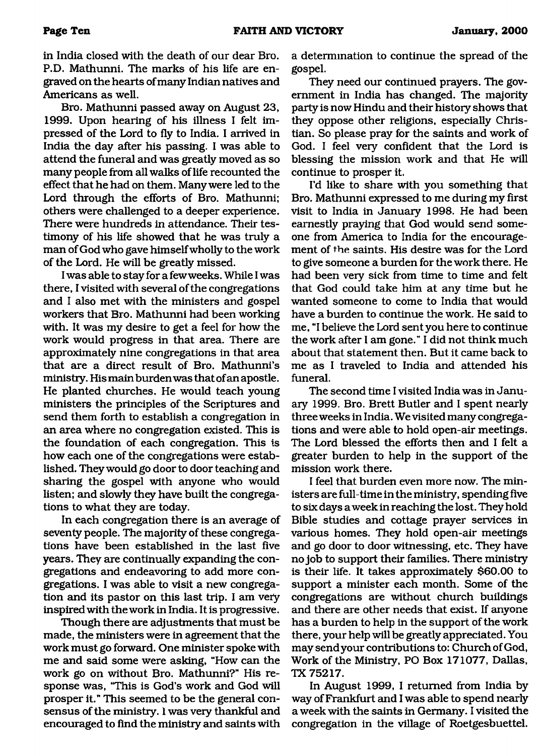in India closed with the death of our dear Bro. P.D. Mathunni. The marks of his life are engraved on the hearts of many Indian natives and Americans as well.

Bro. Mathunni passed away on August 23, 1999. Upon hearing of his illness I felt impressed of the Lord to fly to India. I arrived in India the day after his passing. I was able to attend the funeral and was greatly moved as so many people from all walks of life recounted the effect that he had on them. Many were led to the Lord through the efforts of Bro. Mathunni; others were challenged to a deeper experience. There were hundreds in attendance. Their testimony of his life showed that he was truly a man of God who gave himself wholly to the work of the Lord. He will be greatly missed.

I was able to stay for a few weeks. While I was there, I visited with several of the congregations and I also met with the ministers and gospel workers that Bro. Mathunni had been working with. It was my desire to get a feel for how the work would progress in that area. There are approximately nine congregations in that area that are a direct result of Bro. Mathunni's ministry. His main burden was that of an apostle. He planted churches. He would teach young ministers the principles of the Scriptures and send them forth to establish a congregation in an area where no congregation existed. This is the foundation of each congregation. This is how each one of the congregations were established. They would go door to door teaching and sharing the gospel with anyone who would listen; and slowly they have built the congregations to what they are today.

In each congregation there is an average of seventy people. The majority of these congregations have been established in the last five years. They are continually expanding the congregations and endeavoring to add more congregations. I was able to visit a new congregation and its pastor on this last trip. I am very inspired with the work in India. It is progressive.

Though there are adjustments that must be made, the ministers were in agreement that the work must go forward. One minister spoke with me and said some were asking, "How can the work go on without Bro. Mathunni?" His response was, "This is God's work and God will prosper it." This seemed to be the general consensus of the ministry. I was very thankful and encouraged to find the ministry and saints with a determination to continue the spread of the gospel.

They need our continued prayers. The government in India has changed. The majority party is now Hindu and their history shows that they oppose other religions, especially Christian. So please pray for the saints and work of God. I feel very confident that the Lord is blessing the mission work and that He will continue to prosper it.

I'd like to share with you something that Bro. Mathunni expressed to me during my first visit to India in January 1998. He had been earnestly praying that God would send someone from America to India for the encouragement of the saints. His desire was for the Lord to give someone a burden for the work there. He had been very sick from time to time and felt that God could take him at any time but he wanted someone to come to India that would have a burden to continue the work. He said to me, "I believe the Lord sent you here to continue the work after I am gone." I did not think much about that statement then. But it came back to me as I traveled to India and attended his funeral.

The second time I visited India was in January 1999. Bro. Brett Butler and I spent nearly three weeks in India. We visited many congregations and were able to hold open-air meetings. The Lord blessed the efforts then and I felt a greater burden to help in the support of the mission work there.

I feel that burden even more now. The ministers are full-time in the ministry, spending five to six days a week in reaching the lost. They hold Bible studies and cottage prayer services in various homes. They hold open-air meetings and go door to door witnessing, etc. They have no job to support their families. There ministry is their life. It takes approximately $60.00 to support a minister each month. Some of the congregations are without church buildings and there are other needs that exist. If anyone has a burden to help in the support of the work there, your help will be greatly appreciated. You may send your contributions to: Church of God, Work of the Ministry, PO Box 171077, Dallas, TX 75217.

In August 1999, I returned from India by way of Frankfurt and I was able to spend nearly a week with the saints in Germany. I visited the congregation in the village of Roetgesbuettel.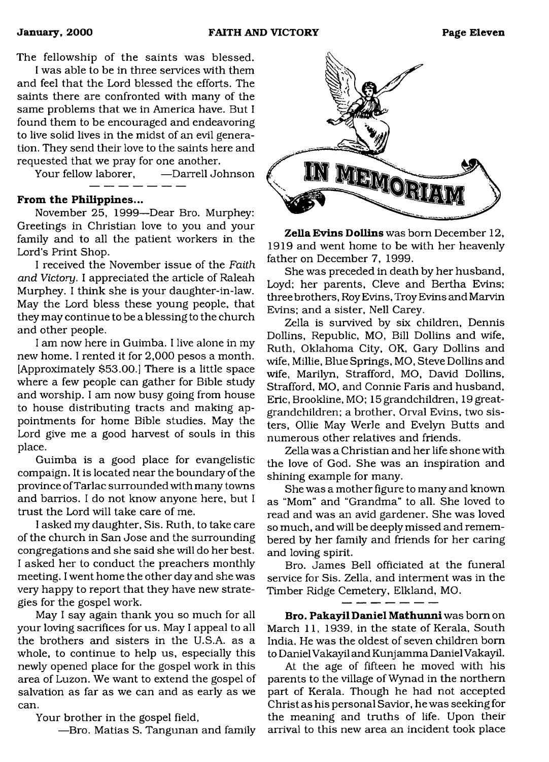The fellowship of the saints was blessed.

I was able to be in three services with them and feel that the Lord blessed the efforts. The saints there are confronted with many of the same problems that we in America have. But I found them to be encouraged and endeavoring to live solid lives in the midst of an evil generation. They send their love to the saints here and requested that we pray for one another.

Your fellow laborer, —Darrell Johnson

---

**From the Philippines...**

November 25, 1999—Dear Bro. Murphey: Greetings in Christian love to you and your family and to all the patient workers in the Lord's Print Shop.

I received the November issue of the *Faith and Victory*. I appreciated the article of Raleah Murphey. I think she is your daughter-in-law. May the Lord bless these young people, that they may continue to be a blessing to the church and other people.

I am now here in Guimba. I live alone in my new home. I rented it for 2,000 pesos a month. [Approximately $53.00.] There is a little space where a few people can gather for Bible study and worship. I am now busy going from house to house distributing tracts and making appointments for home Bible studies. May the Lord give me a good harvest of souls in this place.

Guimba is a good place for evangelistic compaign. It is located near the boundary of the province of Tarlac surrounded with many towns and barrios. I do not know anyone here, but I trust the Lord will take care of me.

I asked my daughter, Sis. Ruth, to take care of the church in San Jose and the surrounding congregations and she said she will do her best. I asked her to conduct the preachers monthly meeting. I went home the other day and she was very happy to report that they have new strategies for the gospel work.

May I say again thank you so much for all your loving sacrifices for us. May I appeal to all the brothers and sisters in the U.S.A. as a whole, to continue to help us, especially this newly opened place for the gospel work in this area of Luzon. We want to extend the gospel of salvation as far as we can and as early as we can.

Your brother in the gospel field,

—Bro. Matias S. Tangunan and family

## IN MEMORIAM

**Zella Evins Dollins** was born December 12, 1919 and went home to be with her heavenly father on December 7, 1999.

She was preceded in death by her husband, Loyd; her parents, Cleve and Bertha Evins; three brothers, Roy Evins, Troy Evins and Marvin Evins; and a sister, Nell Carey.

Zella is survived by six children, Dennis Dollins, Republic, MO, Bill Dollins and wife, Ruth, Oklahoma City, OK, Gary Dollins and wife, Millie, Blue Springs, MO, Steve Dollins and wife, Marilyn, Strafford, MO, David Dollins, Strafford, MO, and Connie Faris and husband, Eric, Brookline, MO; 15 grandchildren, 19 great-grandchildren; a brother, Orval Evins, two sisters, Ollie May Werle and Evelyn Butts and numerous other relatives and friends.

Zella was a Christian and her life shone with the love of God. She was an inspiration and shining example for many.

She was a mother figure to many and known as "Mom" and "Grandma" to all. She loved to read and was an avid gardener. She was loved so much, and will be deeply missed and remembered by her family and friends for her caring and loving spirit.

Bro. James Bell officiated at the funeral service for Sis. Zella, and interment was in the Timber Ridge Cemetery, Elkland, MO.

---

**Bro. Pakayil Daniel Mathunni** was born on March 11, 1939, in the state of Kerala, South India. He was the oldest of seven children born to Daniel Vakayil and Kunjamma Daniel Vakayil.

At the age of fifteen he moved with his parents to the village of Wynad in the northern part of Kerala. Though he had not accepted Christ as his personal Savior, he was seeking for the meaning and truths of life. Upon their arrival to this new area an incident took place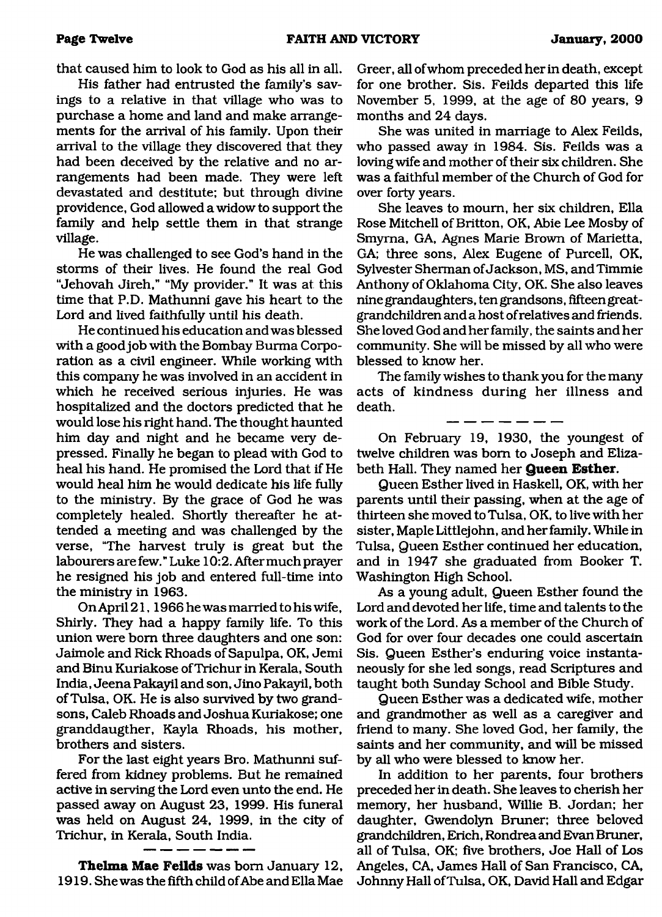that caused him to look to God as his all in all.

His father had entrusted the family's savings to a relative in that village who was to purchase a home and land and make arrangements for the arrival of his family. Upon their arrival to the village they discovered that they had been deceived by the relative and no arrangements had been made. They were left devastated and destitute; but through divine providence, God allowed a widow to support the family and help settle them in that strange village.

He was challenged to see God's hand in the storms of their lives. He found the real God "Jehovah Jireh," "My provider." It was at this time that P.D. Mathunni gave his heart to the Lord and lived faithfully until his death.

He continued his education and was blessed with a good job with the Bombay Burma Corporation as a civil engineer. While working with this company he was involved in an accident in which he received serious injuries. He was hospitalized and the doctors predicted that he would lose his right hand. The thought haunted him day and night and he became very depressed. Finally he began to plead with God to heal his hand. He promised the Lord that if He would heal him he would dedicate his life fully to the ministry. By the grace of God he was completely healed. Shortly thereafter he attended a meeting and was challenged by the verse, "The harvest truly is great but the labourers are few." Luke 10:2. After much prayer he resigned his job and entered full-time into the ministry in 1963.

On April 21, 1966 he was married to his wife, Shirly. They had a happy family life. To this union were born three daughters and one son: Jaimole and Rick Rhoads of Sapulpa, OK, Jemi and Binu Kuriakose of Trichur in Kerala, South India, Jeena Pakayil and son, Jino Pakayil, both of Tulsa, OK. He is also survived by two grandsons, Caleb Rhoads and Joshua Kuriakose; one granddaugther, Kayla Rhoads, his mother, brothers and sisters.

For the last eight years Bro. Mathunni suffered from kidney problems. But he remained active in serving the Lord even unto the end. He passed away on August 23, 1999. His funeral was held on August 24, 1999, in the city of Trichur, in Kerala, South India.

— — — — — — —

**Thelma Mae Feilds** was born January 12, 1919. She was the fifth child of Abe and Ella Mae Greer, all of whom preceded her in death, except for one brother. Sis. Feilds departed this life November 5, 1999, at the age of 80 years, 9 months and 24 days.

She was united in marriage to Alex Feilds, who passed away in 1984. Sis. Feilds was a loving wife and mother of their six children. She was a faithful member of the Church of God for over forty years.

She leaves to mourn, her six children, Ella Rose Mitchell of Britton, OK, Abie Lee Mosby of Smyrna, GA, Agnes Marie Brown of Marietta, GA; three sons, Alex Eugene of Purcell, OK, Sylvester Sherman of Jackson, MS, and Timmie Anthony of Oklahoma City, OK. She also leaves nine granddaughters, ten grandsons, fifteen great-grandchildren and a host of relatives and friends. She loved God and her family, the saints and her community. She will be missed by all who were blessed to know her.

The family wishes to thank you for the many acts of kindness during her illness and death.

— — — — — — —

On February 19, 1930, the youngest of twelve children was born to Joseph and Elizabeth Hall. They named her **Queen Esther**.

Queen Esther lived in Haskell, OK, with her parents until their passing, when at the age of thirteen she moved to Tulsa, OK, to live with her sister, Maple Littlejohn, and her family. While in Tulsa, Queen Esther continued her education, and in 1947 she graduated from Booker T. Washington High School.

As a young adult, Queen Esther found the Lord and devoted her life, time and talents to the work of the Lord. As a member of the Church of God for over four decades one could ascertain Sis. Queen Esther's enduring voice instantaneously for she led songs, read Scriptures and taught both Sunday School and Bible Study.

Queen Esther was a dedicated wife, mother and grandmother as well as a caregiver and friend to many. She loved God, her family, the saints and her community, and will be missed by all who were blessed to know her.

In addition to her parents, four brothers preceded her in death. She leaves to cherish her memory, her husband, Willie B. Jordan; her daughter, Gwendolyn Bruner; three beloved grandchildren, Erich, Rondrea and Evan Bruner, all of Tulsa, OK; five brothers, Joe Hall of Los Angeles, CA, James Hall of San Francisco, CA, Johnny Hall of Tulsa, OK, David Hall and Edgar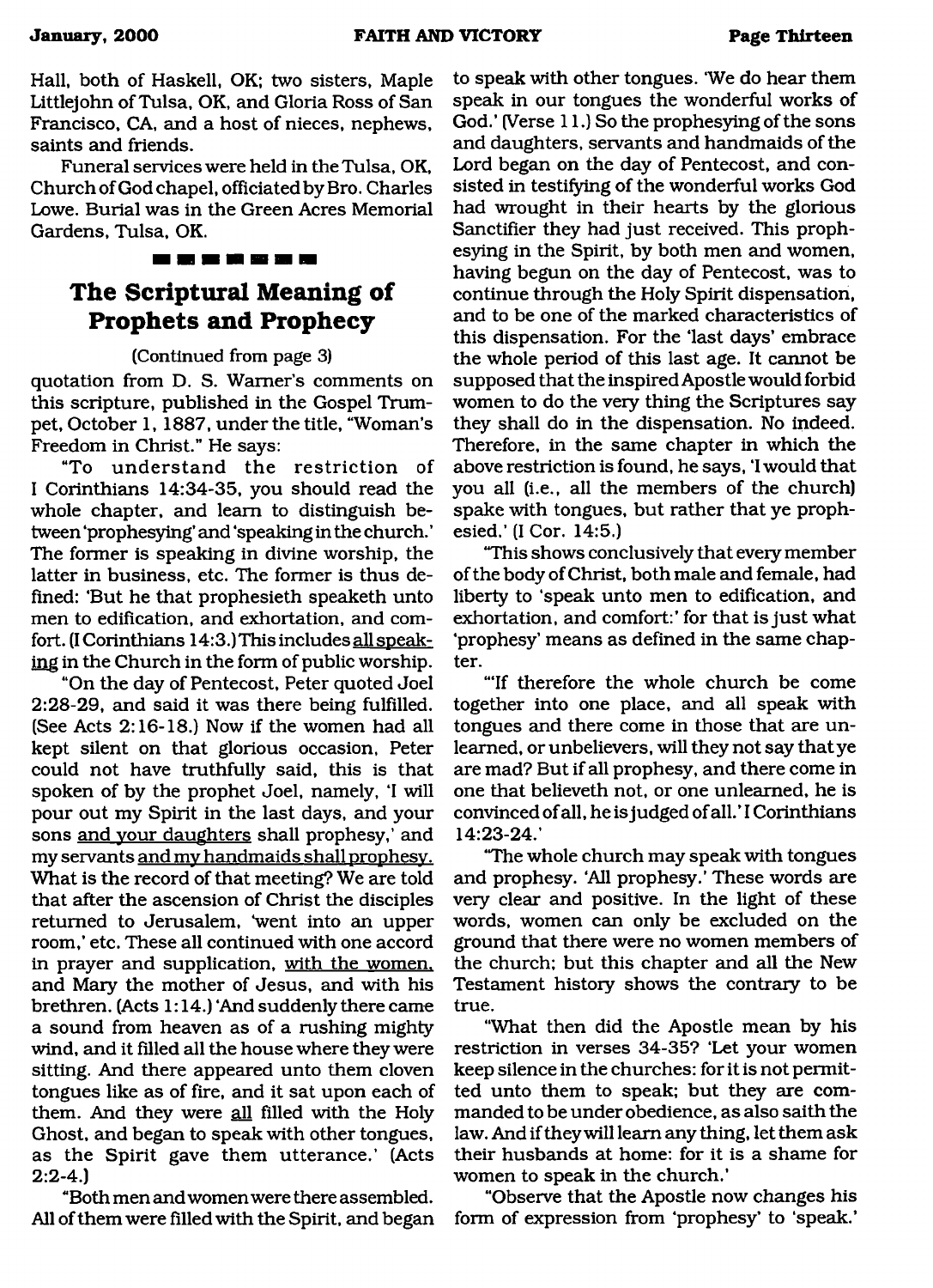Hall, both of Haskell, OK; two sisters, Maple Littlejohn of Tulsa, OK, and Gloria Ross of San Francisco, CA, and a host of nieces, nephews, saints and friends.

Funeral services were held in the Tulsa, OK, Church of God chapel, officiated by Bro. Charles Lowe. Burial was in the Green Acres Memorial Gardens, Tulsa, OK.

## The Scriptural Meaning of Prophets and Prophecy

(Continued from page 3)

quotation from D. S. Warner's comments on this scripture, published in the Gospel Trumpet, October 1, 1887, under the title, "Woman's Freedom in Christ." He says:

"To understand the restriction of I Corinthians 14:34-35, you should read the whole chapter, and learn to distinguish between 'prophesying' and 'speaking in the church.' The former is speaking in divine worship, the latter in business, etc. The former is thus defined: 'But he that prophesieth speaketh unto men to edification, and exhortation, and comfort. (I Corinthians 14:3.) This includes <u>all speaking</u> in the Church in the form of public worship.

"On the day of Pentecost, Peter quoted Joel 2:28-29, and said it was there being fulfilled. (See Acts 2:16-18.) Now if the women had all kept silent on that glorious occasion, Peter could not have truthfully said, this is that spoken of by the prophet Joel, namely, 'I will pour out my Spirit in the last days, and your sons <u>and your daughters</u> shall prophesy,' and my servants <u>and my handmaids shall prophesy.</u> What is the record of that meeting? We are told that after the ascension of Christ the disciples returned to Jerusalem, 'went into an upper room,' etc. These all continued with one accord in prayer and supplication, <u>with the women,</u> and Mary the mother of Jesus, and with his brethren. (Acts 1:14.) 'And suddenly there came a sound from heaven as of a rushing mighty wind, and it filled all the house where they were sitting. And there appeared unto them cloven tongues like as of fire, and it sat upon each of them. And they were <u>all</u> filled with the Holy Ghost, and began to speak with other tongues, as the Spirit gave them utterance.' (Acts 2:2-4.)

"Both men and women were there assembled. All of them were filled with the Spirit, and began to speak with other tongues. 'We do hear them speak in our tongues the wonderful works of God.' (Verse 11.) So the prophesying of the sons and daughters, servants and handmaids of the Lord began on the day of Pentecost, and consisted in testifying of the wonderful works God had wrought in their hearts by the glorious Sanctifier they had just received. This prophesying in the Spirit, by both men and women, having begun on the day of Pentecost, was to continue through the Holy Spirit dispensation, and to be one of the marked characteristics of this dispensation. For the 'last days' embrace the whole period of this last age. It cannot be supposed that the inspired Apostle would forbid women to do the very thing the Scriptures say they shall do in the dispensation. No indeed. Therefore, in the same chapter in which the above restriction is found, he says, 'I would that you all (i.e., all the members of the church) spake with tongues, but rather that ye prophesied.' (I Cor. 14:5.)

"This shows conclusively that every member of the body of Christ, both male and female, had liberty to 'speak unto men to edification, and exhortation, and comfort:' for that is just what 'prophesy' means as defined in the same chapter.

"'If therefore the whole church be come together into one place, and all speak with tongues and there come in those that are unlearned, or unbelievers, will they not say that ye are mad? But if all prophesy, and there come in one that believeth not, or one unlearned, he is convinced of all, he is judged of all.' I Corinthians 14:23-24.'

"The whole church may speak with tongues and prophesy. 'All prophesy.' These words are very clear and positive. In the light of these words, women can only be excluded on the ground that there were no women members of the church; but this chapter and all the New Testament history shows the contrary to be true.

"What then did the Apostle mean by his restriction in verses 34-35? 'Let your women keep silence in the churches: for it is not permitted unto them to speak; but they are commanded to be under obedience, as also saith the law. And if they will learn any thing, let them ask their husbands at home: for it is a shame for women to speak in the church.'

"Observe that the Apostle now changes his form of expression from 'prophesy' to 'speak.'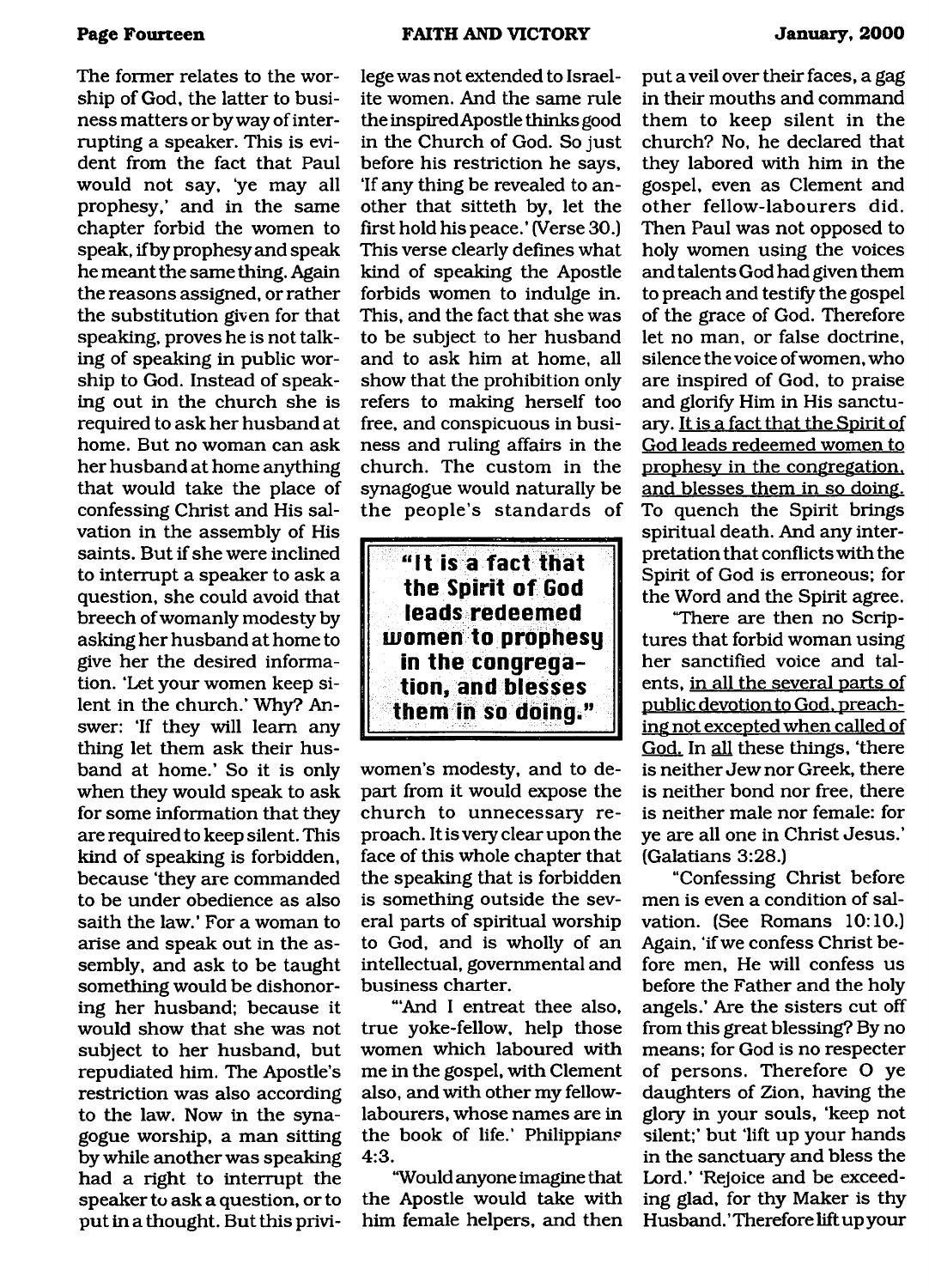The former relates to the worship of God, the latter to business matters or by way of interrupting a speaker. This is evident from the fact that Paul would not say, 'ye may all prophesy,' and in the same chapter forbid the women to speak, if by prophesy and speak he meant the same thing. Again the reasons assigned, or rather the substitution given for that speaking, proves he is not talking of speaking in public worship to God. Instead of speaking out in the church she is required to ask her husband at home. But no woman can ask her husband at home anything that would take the place of confessing Christ and His salvation in the assembly of His saints. But if she were inclined to interrupt a speaker to ask a question, she could avoid that breech of womanly modesty by asking her husband at home to give her the desired information. 'Let your women keep silent in the church.' Why? Answer: 'If they will learn any thing let them ask their husband at home.' So it is only when they would speak to ask for some information that they are required to keep silent. This kind of speaking is forbidden, because 'they are commanded to be under obedience as also saith the law.' For a woman to arise and speak out in the assembly, and ask to be taught something would be dishonoring her husband; because it would show that she was not subject to her husband, but repudiated him. The Apostle's restriction was also according to the law. Now in the synagogue worship, a man sitting by while another was speaking had a right to interrupt the speaker to ask a question, or to put in a thought. But this privilege was not extended to Israelite women. And the same rule the inspired Apostle thinks good in the Church of God. So just before his restriction he says, 'If any thing be revealed to another that sitteth by, let the first hold his peace.' (Verse 30.) This verse clearly defines what kind of speaking the Apostle forbids women to indulge in. This, and the fact that she was to be subject to her husband and to ask him at home, all show that the prohibition only refers to making herself too free, and conspicuous in business and ruling affairs in the church. The custom in the synagogue would naturally be the people's standards of women's modesty, and to depart from it would expose the church to unnecessary reproach. It is very clear upon the face of this whole chapter that the speaking that is forbidden is something outside the several parts of spiritual worship to God, and is wholly of an intellectual, governmental and business charter.

> **"It is a fact that the Spirit of God leads redeemed women to prophesy in the congregation, and blesses them in so doing."**

"'And I entreat thee also, true yoke-fellow, help those women which laboured with me in the gospel, with Clement also, and with other my fellow-labourers, whose names are in the book of life.' Philippians 4:3.

"Would anyone imagine that the Apostle would take with him female helpers, and then put a veil over their faces, a gag in their mouths and command them to keep silent in the church? No, he declared that they labored with him in the gospel, even as Clement and other fellow-labourers did. Then Paul was not opposed to holy women using the voices and talents God had given them to preach and testify the gospel of the grace of God. Therefore let no man, or false doctrine, silence the voice of women, who are inspired of God, to praise and glorify Him in His sanctuary. <u>It is a fact that the Spirit of God leads redeemed women to prophesy in the congregation, and blesses them in so doing.</u> To quench the Spirit brings spiritual death. And any interpretation that conflicts with the Spirit of God is erroneous; for the Word and the Spirit agree.

"There are then no Scriptures that forbid woman using her sanctified voice and talents, <u>in all the several parts of public devotion to God, preaching not excepted when called of God.</u> In <u>all</u> these things, 'there is neither Jew nor Greek, there is neither bond nor free, there is neither male nor female: for ye are all one in Christ Jesus.' (Galatians 3:28.)

"Confessing Christ before men is even a condition of salvation. (See Romans 10:10.) Again, 'if we confess Christ before men, He will confess us before the Father and the holy angels.' Are the sisters cut off from this great blessing? By no means; for God is no respecter of persons. Therefore O ye daughters of Zion, having the glory in your souls, 'keep not silent;' but 'lift up your hands in the sanctuary and bless the Lord.' 'Rejoice and be exceeding glad, for thy Maker is thy Husband.' Therefore lift up your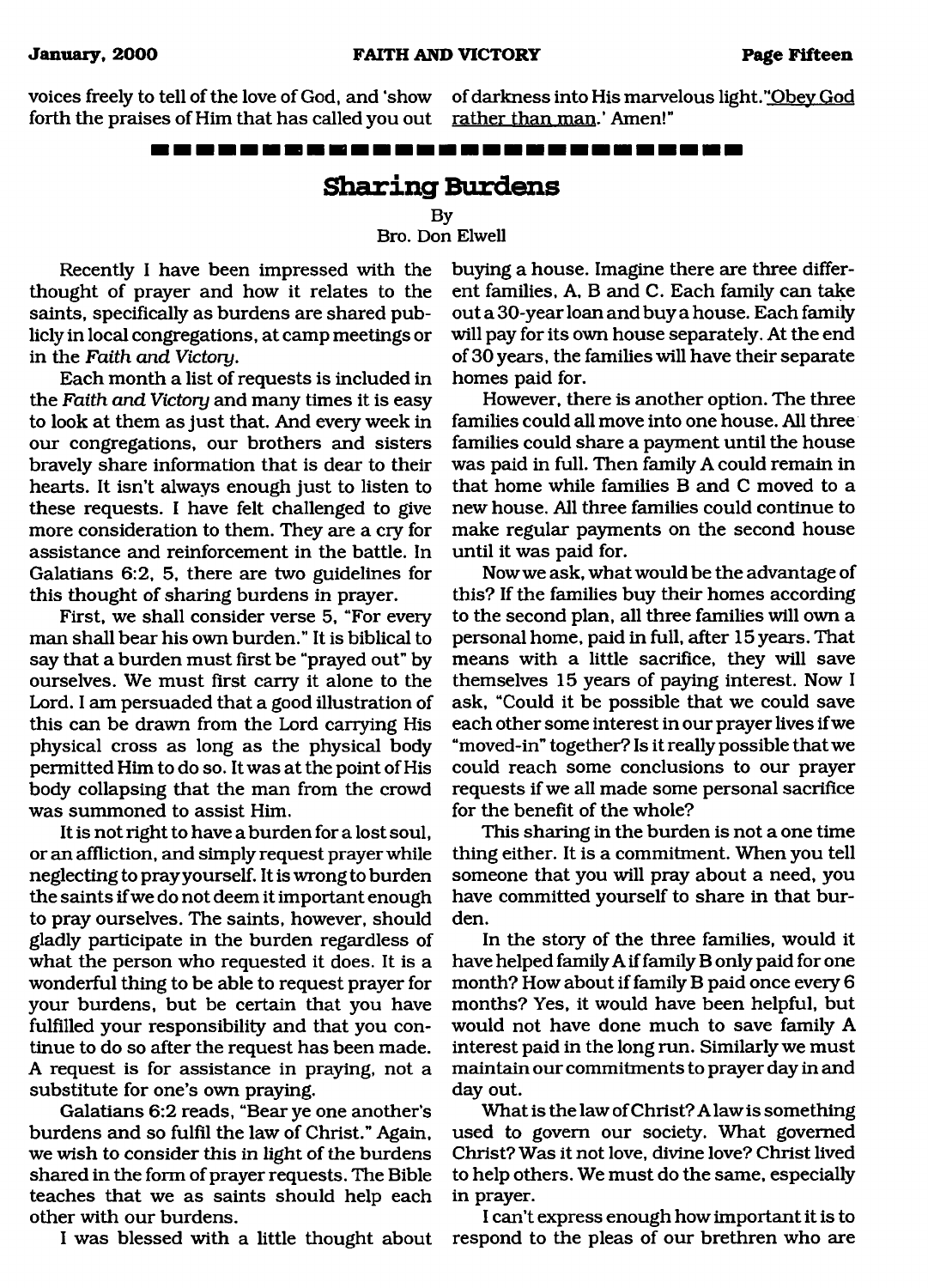voices freely to tell of the love of God, and 'show forth the praises of Him that has called you out of darkness into His marvelous light.'"Obey God rather than man.' Amen!"

---

## Sharing Burdens

By

Bro. Don Elwell

Recently I have been impressed with the thought of prayer and how it relates to the saints, specifically as burdens are shared publicly in local congregations, at camp meetings or in the *Faith and Victory*.

Each month a list of requests is included in the *Faith and Victory* and many times it is easy to look at them as just that. And every week in our congregations, our brothers and sisters bravely share information that is dear to their hearts. It isn't always enough just to listen to these requests. I have felt challenged to give more consideration to them. They are a cry for assistance and reinforcement in the battle. In Galatians 6:2, 5, there are two guidelines for this thought of sharing burdens in prayer.

First, we shall consider verse 5, "For every man shall bear his own burden." It is biblical to say that a burden must first be "prayed out" by ourselves. We must first carry it alone to the Lord. I am persuaded that a good illustration of this can be drawn from the Lord carrying His physical cross as long as the physical body permitted Him to do so. It was at the point of His body collapsing that the man from the crowd was summoned to assist Him.

It is not right to have a burden for a lost soul, or an affliction, and simply request prayer while neglecting to pray yourself. It is wrong to burden the saints if we do not deem it important enough to pray ourselves. The saints, however, should gladly participate in the burden regardless of what the person who requested it does. It is a wonderful thing to be able to request prayer for your burdens, but be certain that you have fulfilled your responsibility and that you continue to do so after the request has been made. A request is for assistance in praying, not a substitute for one's own praying.

Galatians 6:2 reads, "Bear ye one another's burdens and so fulfil the law of Christ." Again, we wish to consider this in light of the burdens shared in the form of prayer requests. The Bible teaches that we as saints should help each other with our burdens.

I was blessed with a little thought about buying a house. Imagine there are three different families, A, B and C. Each family can take out a 30-year loan and buy a house. Each family will pay for its own house separately. At the end of 30 years, the families will have their separate homes paid for.

However, there is another option. The three families could all move into one house. All three families could share a payment until the house was paid in full. Then family A could remain in that home while families B and C moved to a new house. All three families could continue to make regular payments on the second house until it was paid for.

Now we ask, what would be the advantage of this? If the families buy their homes according to the second plan, all three families will own a personal home, paid in full, after 15 years. That means with a little sacrifice, they will save themselves 15 years of paying interest. Now I ask, "Could it be possible that we could save each other some interest in our prayer lives if we "moved-in" together? Is it really possible that we could reach some conclusions to our prayer requests if we all made some personal sacrifice for the benefit of the whole?

This sharing in the burden is not a one time thing either. It is a commitment. When you tell someone that you will pray about a need, you have committed yourself to share in that burden.

In the story of the three families, would it have helped family A if family B only paid for one month? How about if family B paid once every 6 months? Yes, it would have been helpful, but would not have done much to save family A interest paid in the long run. Similarly we must maintain our commitments to prayer day in and day out.

What is the law of Christ? A law is something used to govern our society. What governed Christ? Was it not love, divine love? Christ lived to help others. We must do the same, especially in prayer.

I can't express enough how important it is to respond to the pleas of our brethren who are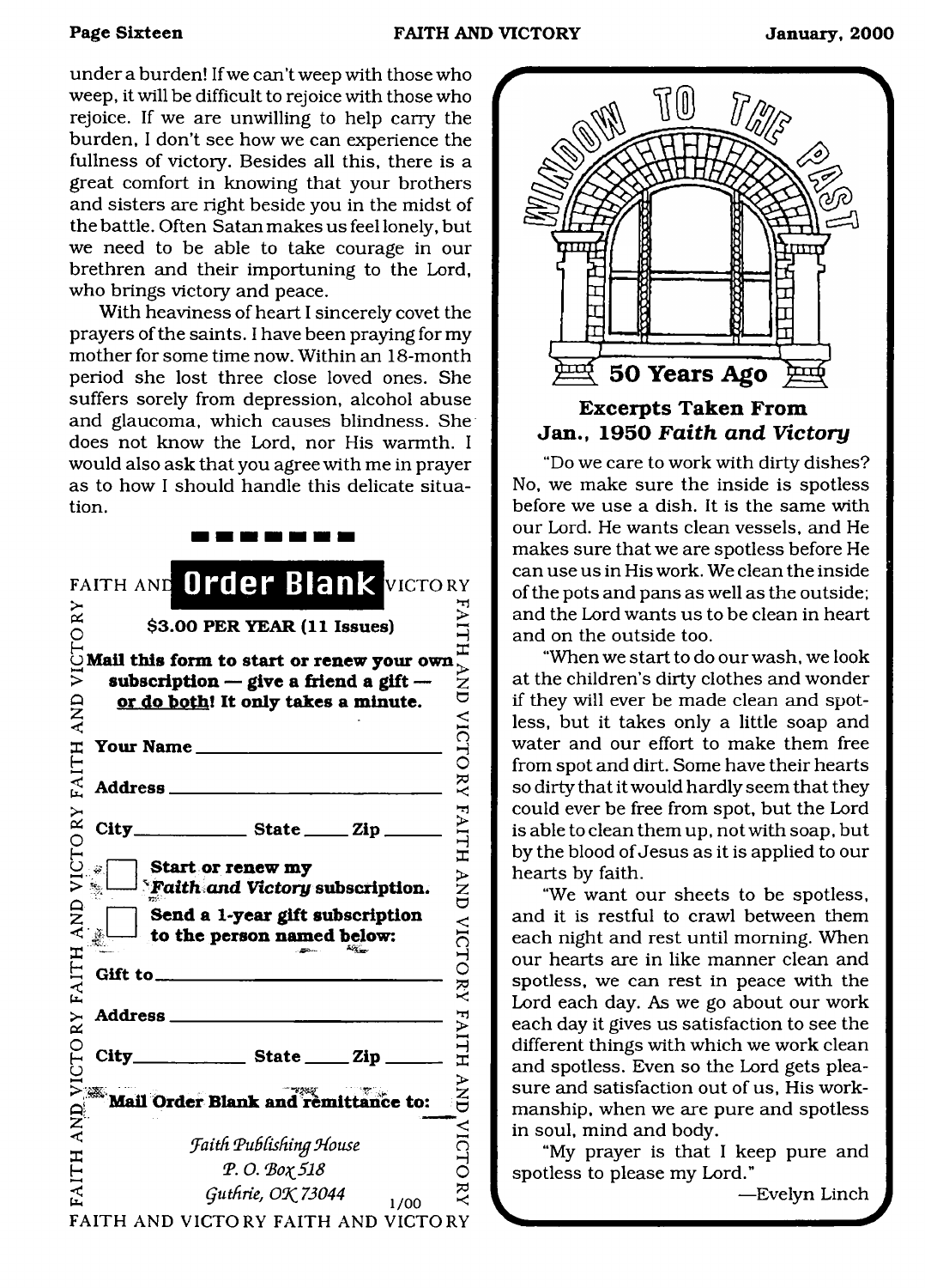under a burden! If we can't weep with those who weep, it will be difficult to rejoice with those who rejoice. If we are unwilling to help carry the burden, I don't see how we can experience the fullness of victory. Besides all this, there is a great comfort in knowing that your brothers and sisters are right beside you in the midst of the battle. Often Satan makes us feel lonely, but we need to be able to take courage in our brethren and their importuning to the Lord, who brings victory and peace.

With heaviness of heart I sincerely covet the prayers of the saints. I have been praying for my mother for some time now. Within an 18-month period she lost three close loved ones. She suffers sorely from depression, alcohol abuse and glaucoma, which causes blindness. She does not know the Lord, nor His warmth. I would also ask that you agree with me in prayer as to how I should handle this delicate situation.

## Faith and Victory Order Blank

**$3.00 PER YEAR (11 Issues)**

**Mail this form to start or renew your own subscription — give a friend a gift — or do both! It only takes a minute.**

**Your Name** ____________________

**Address** ____________________

**City**__________ **State** _____ **Zip** ______

☐ **Start or renew my *Faith and Victory* subscription.**

☐ **Send a 1-year gift subscription to the person named below:**

**Gift to**____________________

**Address** ____________________

**City**__________ **State** _____ **Zip** ______

**Mail Order Blank and remittance to:**

*Faith Publishing House*
*P. O. Box 518*
*Guthrie, OK 73044*

1/00

## Window to the Past

**50 Years Ago**

### Excerpts Taken From Jan., 1950 *Faith and Victory*

"Do we care to work with dirty dishes? No, we make sure the inside is spotless before we use a dish. It is the same with our Lord. He wants clean vessels, and He makes sure that we are spotless before He can use us in His work. We clean the inside of the pots and pans as well as the outside; and the Lord wants us to be clean in heart and on the outside too.

"When we start to do our wash, we look at the children's dirty clothes and wonder if they will ever be made clean and spotless, but it takes only a little soap and water and our effort to make them free from spot and dirt. Some have their hearts so dirty that it would hardly seem that they could ever be free from spot, but the Lord is able to clean them up, not with soap, but by the blood of Jesus as it is applied to our hearts by faith.

"We want our sheets to be spotless, and it is restful to crawl between them each night and rest until morning. When our hearts are in like manner clean and spotless, we can rest in peace with the Lord each day. As we go about our work each day it gives us satisfaction to see the different things with which we work clean and spotless. Even so the Lord gets pleasure and satisfaction out of us, His workmanship, when we are pure and spotless in soul, mind and body.

"My prayer is that I keep pure and spotless to please my Lord."

—Evelyn Linch